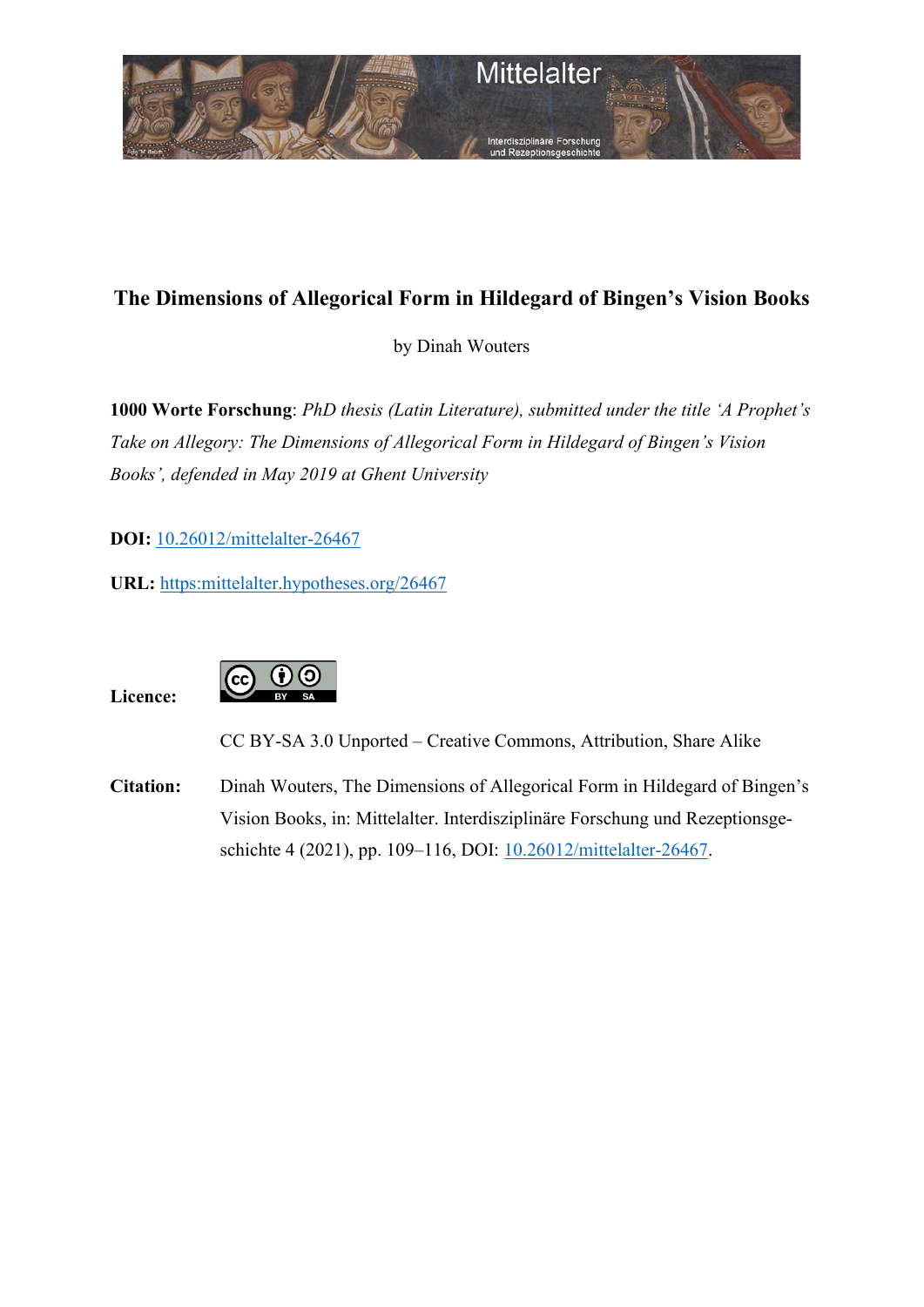# The Dimensions of Allegorical Form in Hildegard of Bingen's Vision Books

by Dinah Wouters

**1000 Worte Forschung**: *PhD thesis (Latin Literature), submitted under the title 'A Prophet's Take on Allegory: The Dimensions of Allegorical Form in Hildegard of Bingen's Vision Books', defended in May 2019 at Ghent University*

**DOI:** 10.26012/mittelalter-26467

**URL:** https:mittelalter.hypotheses.org/26467

**Licence:**

CC BY-SA 3.0 Unported – Creative Commons, Attribution, Share Alike

**Citation:** Dinah Wouters, The Dimensions of Allegorical Form in Hildegard of Bingen's Vision Books, in: Mittelalter. Interdisziplinäre Forschung und Rezeptionsgeschichte 4 (2021), pp. 109–116, DOI: 10.26012/mittelalter-26467.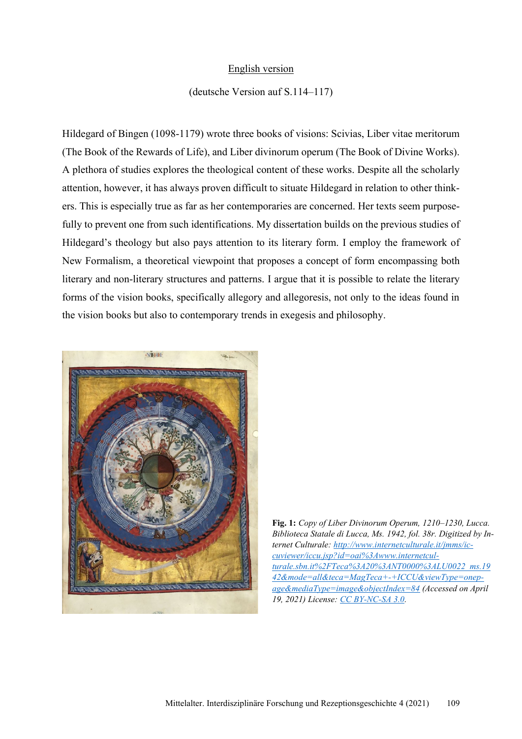English version

(deutsche Version auf S.114–117)

Hildegard of Bingen (1098-1179) wrote three books of visions: Scivias, Liber vitae meritorum (The Book of the Rewards of Life), and Liber divinorum operum (The Book of Divine Works). A plethora of studies explores the theological content of these works. Despite all the scholarly attention, however, it has always proven difficult to situate Hildegard in relation to other thinkers. This is especially true as far as her contemporaries are concerned. Her texts seem purposefully to prevent one from such identifications. My dissertation builds on the previous studies of Hildegard's theology but also pays attention to its literary form. I employ the framework of New Formalism, a theoretical viewpoint that proposes a concept of form encompassing both literary and non-literary structures and patterns. I argue that it is possible to relate the literary forms of the vision books, specifically allegory and allegoresis, not only to the ideas found in the vision books but also to contemporary trends in exegesis and philosophy.

**Fig. 1:** *Copy of Liber Divinorum Operum, 1210–1230, Lucca. Biblioteca Statale di Lucca, Ms. 1942, fol. 38r. Digitized by Internet Culturale:* [http://www.internetculturale.it/jmms/iccuviewer/iccu.jsp?id=oai%3Awww.internetculturale.sbn.it%2FTeca%3A20%3ANT0000%3ALU0022_ms.1942&mode=all&teca=MagTeca+-+ICCU&viewType=onepage&mediaType=image&objectIndex=84](http://www.internetculturale.it/jmms/iccuviewer/iccu.jsp?id=oai%3Awww.internetculturale.sbn.it%2FTeca%3A20%3ANT0000%3ALU0022_ms.1942&mode=all&teca=MagTeca+-+ICCU&viewType=onepage&mediaType=image&objectIndex=84) *(Accessed on April 19, 2021) License:* [CC BY-NC-SA 3.0](CC BY-NC-SA 3.0).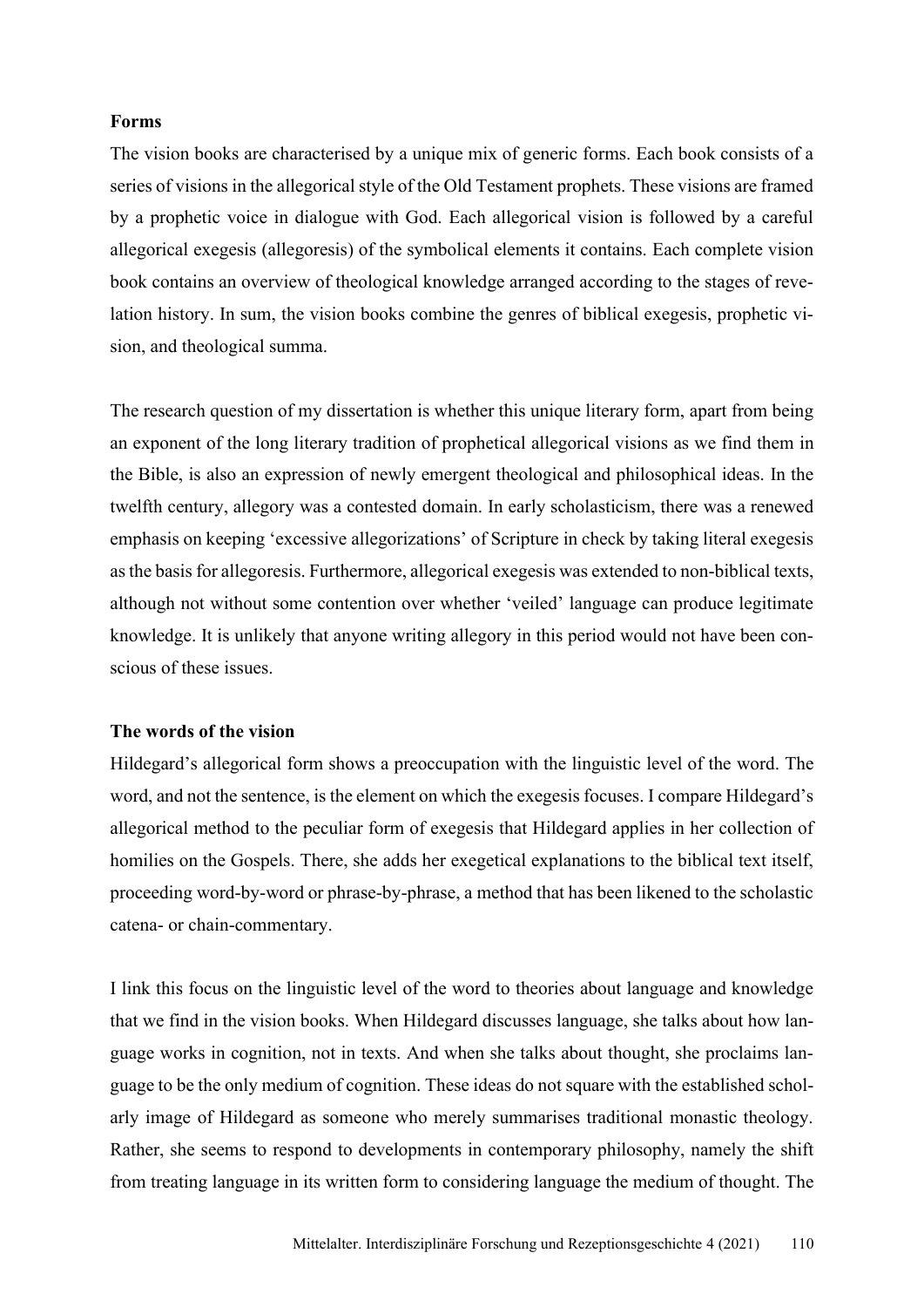## Forms

The vision books are characterised by a unique mix of generic forms. Each book consists of a series of visions in the allegorical style of the Old Testament prophets. These visions are framed by a prophetic voice in dialogue with God. Each allegorical vision is followed by a careful allegorical exegesis (allegoresis) of the symbolical elements it contains. Each complete vision book contains an overview of theological knowledge arranged according to the stages of revelation history. In sum, the vision books combine the genres of biblical exegesis, prophetic vision, and theological summa.

The research question of my dissertation is whether this unique literary form, apart from being an exponent of the long literary tradition of prophetical allegorical visions as we find them in the Bible, is also an expression of newly emergent theological and philosophical ideas. In the twelfth century, allegory was a contested domain. In early scholasticism, there was a renewed emphasis on keeping 'excessive allegorizations' of Scripture in check by taking literal exegesis as the basis for allegoresis. Furthermore, allegorical exegesis was extended to non-biblical texts, although not without some contention over whether 'veiled' language can produce legitimate knowledge. It is unlikely that anyone writing allegory in this period would not have been conscious of these issues.

## The words of the vision

Hildegard's allegorical form shows a preoccupation with the linguistic level of the word. The word, and not the sentence, is the element on which the exegesis focuses. I compare Hildegard's allegorical method to the peculiar form of exegesis that Hildegard applies in her collection of homilies on the Gospels. There, she adds her exegetical explanations to the biblical text itself, proceeding word-by-word or phrase-by-phrase, a method that has been likened to the scholastic catena- or chain-commentary.

I link this focus on the linguistic level of the word to theories about language and knowledge that we find in the vision books. When Hildegard discusses language, she talks about how language works in cognition, not in texts. And when she talks about thought, she proclaims language to be the only medium of cognition. These ideas do not square with the established scholarly image of Hildegard as someone who merely summarises traditional monastic theology. Rather, she seems to respond to developments in contemporary philosophy, namely the shift from treating language in its written form to considering language the medium of thought. The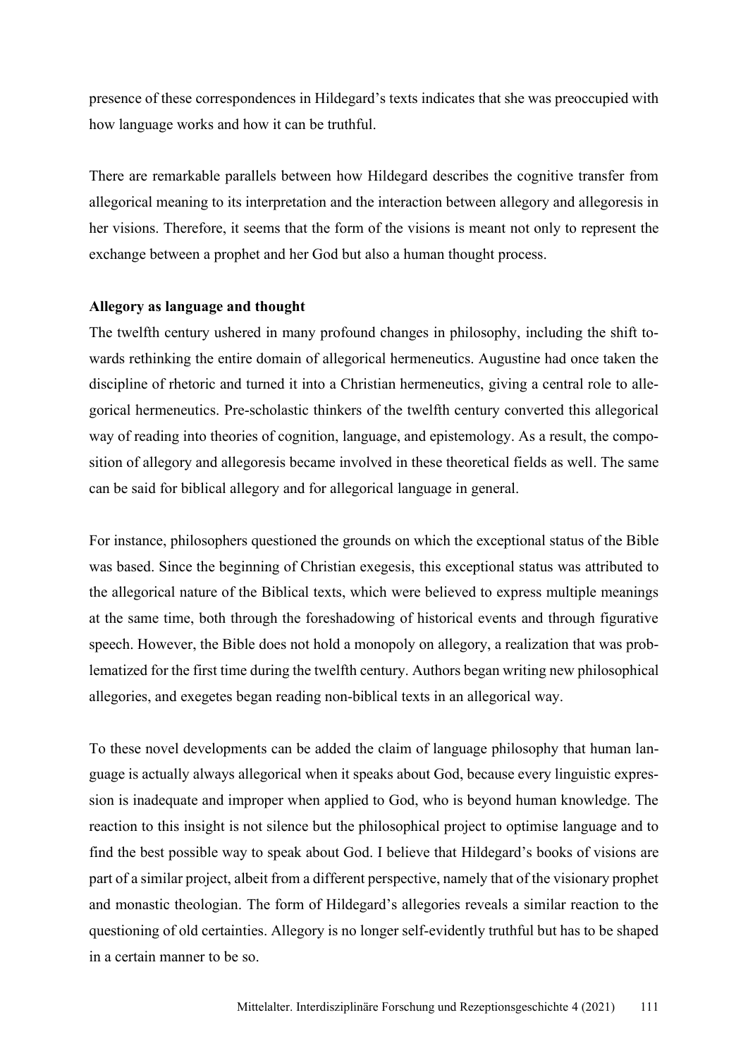presence of these correspondences in Hildegard's texts indicates that she was preoccupied with how language works and how it can be truthful.

There are remarkable parallels between how Hildegard describes the cognitive transfer from allegorical meaning to its interpretation and the interaction between allegory and allegoresis in her visions. Therefore, it seems that the form of the visions is meant not only to represent the exchange between a prophet and her God but also a human thought process.

**Allegory as language and thought**

The twelfth century ushered in many profound changes in philosophy, including the shift towards rethinking the entire domain of allegorical hermeneutics. Augustine had once taken the discipline of rhetoric and turned it into a Christian hermeneutics, giving a central role to allegorical hermeneutics. Pre-scholastic thinkers of the twelfth century converted this allegorical way of reading into theories of cognition, language, and epistemology. As a result, the composition of allegory and allegoresis became involved in these theoretical fields as well. The same can be said for biblical allegory and for allegorical language in general.

For instance, philosophers questioned the grounds on which the exceptional status of the Bible was based. Since the beginning of Christian exegesis, this exceptional status was attributed to the allegorical nature of the Biblical texts, which were believed to express multiple meanings at the same time, both through the foreshadowing of historical events and through figurative speech. However, the Bible does not hold a monopoly on allegory, a realization that was problematized for the first time during the twelfth century. Authors began writing new philosophical allegories, and exegetes began reading non-biblical texts in an allegorical way.

To these novel developments can be added the claim of language philosophy that human language is actually always allegorical when it speaks about God, because every linguistic expression is inadequate and improper when applied to God, who is beyond human knowledge. The reaction to this insight is not silence but the philosophical project to optimise language and to find the best possible way to speak about God. I believe that Hildegard's books of visions are part of a similar project, albeit from a different perspective, namely that of the visionary prophet and monastic theologian. The form of Hildegard's allegories reveals a similar reaction to the questioning of old certainties. Allegory is no longer self-evidently truthful but has to be shaped in a certain manner to be so.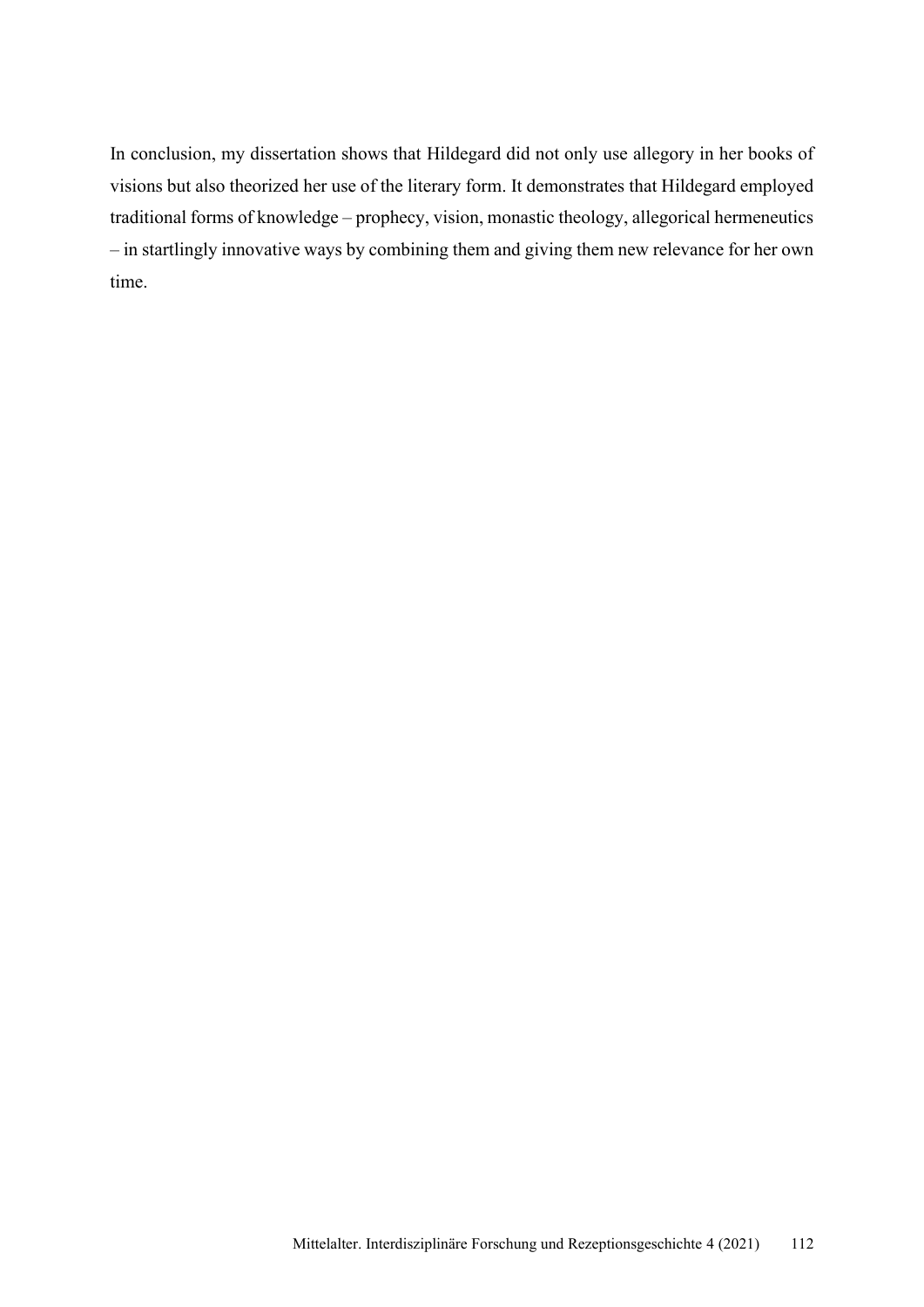In conclusion, my dissertation shows that Hildegard did not only use allegory in her books of visions but also theorized her use of the literary form. It demonstrates that Hildegard employed traditional forms of knowledge – prophecy, vision, monastic theology, allegorical hermeneutics – in startlingly innovative ways by combining them and giving them new relevance for her own time.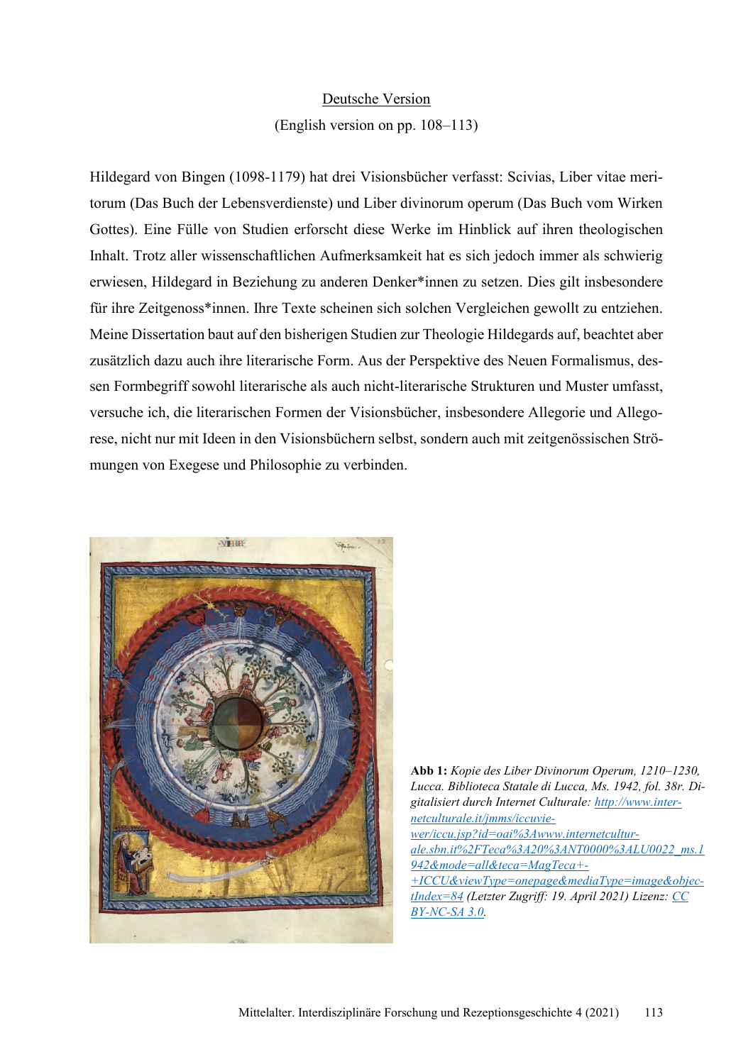Deutsche Version

(English version on pp. 108–113)

Hildegard von Bingen (1098-1179) hat drei Visionsbücher verfasst: Scivias, Liber vitae meritorum (Das Buch der Lebensverdienste) und Liber divinorum operum (Das Buch vom Wirken Gottes). Eine Fülle von Studien erforscht diese Werke im Hinblick auf ihren theologischen Inhalt. Trotz aller wissenschaftlichen Aufmerksamkeit hat es sich jedoch immer als schwierig erwiesen, Hildegard in Beziehung zu anderen Denker*innen zu setzen. Dies gilt insbesondere für ihre Zeitgenoss*innen. Ihre Texte scheinen sich solchen Vergleichen gewollt zu entziehen. Meine Dissertation baut auf den bisherigen Studien zur Theologie Hildegards auf, beachtet aber zusätzlich dazu auch ihre literarische Form. Aus der Perspektive des Neuen Formalismus, dessen Formbegriff sowohl literarische als auch nicht-literarische Strukturen und Muster umfasst, versuche ich, die literarischen Formen der Visionsbücher, insbesondere Allegorie und Allegorese, nicht nur mit Ideen in den Visionsbüchern selbst, sondern auch mit zeitgenössischen Strömungen von Exegese und Philosophie zu verbinden.

**Abb 1:** *Kopie des Liber Divinorum Operum, 1210–1230, Lucca. Biblioteca Statale di Lucca, Ms. 1942, fol. 38r. Digitalisiert durch Internet Culturale:* [http://www.internetculturale.it/jmms/iccuviewer/iccu.jsp?id=oai%3Awww.internetculturale.sbn.it%2FTeca%3A20%3ANT0000%3ALU0022_ms.1942&mode=all&teca=MagTeca+-+ICCU&viewType=onepage&mediaType=image&objectIndex=84](http://www.internetculturale.it/jmms/iccuviewer/iccu.jsp?id=oai%3Awww.internetculturale.sbn.it%2FTeca%3A20%3ANT0000%3ALU0022_ms.1942&mode=all&teca=MagTeca+-+ICCU&viewType=onepage&mediaType=image&objectIndex=84) *(Letzter Zugriff: 19. April 2021) Lizenz:* [CC BY-NC-SA 3.0](CC BY-NC-SA 3.0).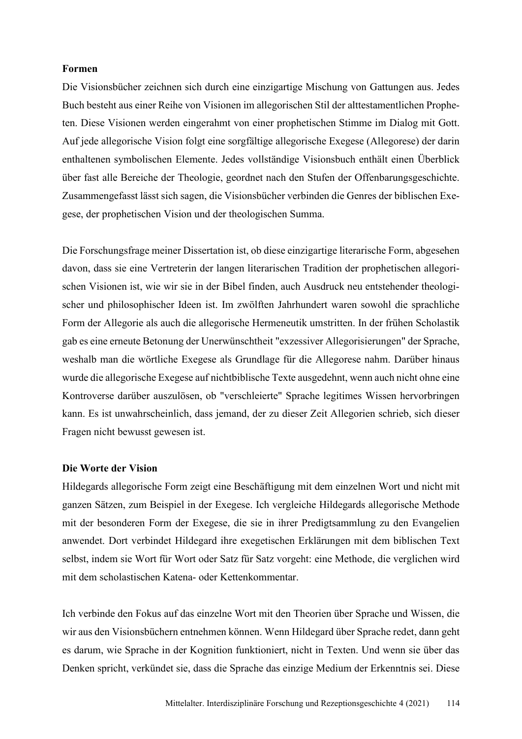**Formen**

Die Visionsbücher zeichnen sich durch eine einzigartige Mischung von Gattungen aus. Jedes Buch besteht aus einer Reihe von Visionen im allegorischen Stil der alttestamentlichen Propheten. Diese Visionen werden eingerahmt von einer prophetischen Stimme im Dialog mit Gott. Auf jede allegorische Vision folgt eine sorgfältige allegorische Exegese (Allegorese) der darin enthaltenen symbolischen Elemente. Jedes vollständige Visionsbuch enthält einen Überblick über fast alle Bereiche der Theologie, geordnet nach den Stufen der Offenbarungsgeschichte. Zusammengefasst lässt sich sagen, die Visionsbücher verbinden die Genres der biblischen Exegese, der prophetischen Vision und der theologischen Summa.

Die Forschungsfrage meiner Dissertation ist, ob diese einzigartige literarische Form, abgesehen davon, dass sie eine Vertreterin der langen literarischen Tradition der prophetischen allegorischen Visionen ist, wie wir sie in der Bibel finden, auch Ausdruck neu entstehender theologischer und philosophischer Ideen ist. Im zwölften Jahrhundert waren sowohl die sprachliche Form der Allegorie als auch die allegorische Hermeneutik umstritten. In der frühen Scholastik gab es eine erneute Betonung der Unerwünschtheit "exzessiver Allegorisierungen" der Sprache, weshalb man die wörtliche Exegese als Grundlage für die Allegorese nahm. Darüber hinaus wurde die allegorische Exegese auf nichtbiblische Texte ausgedehnt, wenn auch nicht ohne eine Kontroverse darüber auszulösen, ob "verschleierte" Sprache legitimes Wissen hervorbringen kann. Es ist unwahrscheinlich, dass jemand, der zu dieser Zeit Allegorien schrieb, sich dieser Fragen nicht bewusst gewesen ist.

**Die Worte der Vision**

Hildegards allegorische Form zeigt eine Beschäftigung mit dem einzelnen Wort und nicht mit ganzen Sätzen, zum Beispiel in der Exegese. Ich vergleiche Hildegards allegorische Methode mit der besonderen Form der Exegese, die sie in ihrer Predigtsammlung zu den Evangelien anwendet. Dort verbindet Hildegard ihre exegetischen Erklärungen mit dem biblischen Text selbst, indem sie Wort für Wort oder Satz für Satz vorgeht: eine Methode, die verglichen wird mit dem scholastischen Katena- oder Kettenkommentar.

Ich verbinde den Fokus auf das einzelne Wort mit den Theorien über Sprache und Wissen, die wir aus den Visionsbüchern entnehmen können. Wenn Hildegard über Sprache redet, dann geht es darum, wie Sprache in der Kognition funktioniert, nicht in Texten. Und wenn sie über das Denken spricht, verkündet sie, dass die Sprache das einzige Medium der Erkenntnis sei. Diese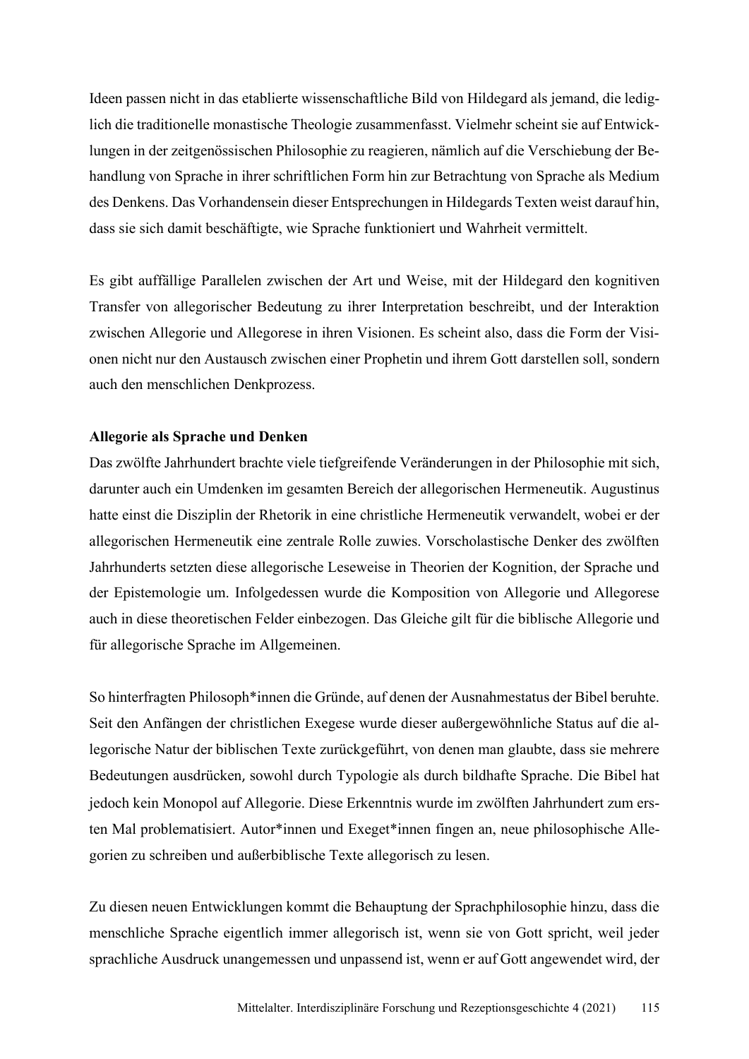Ideen passen nicht in das etablierte wissenschaftliche Bild von Hildegard als jemand, die lediglich die traditionelle monastische Theologie zusammenfasst. Vielmehr scheint sie auf Entwicklungen in der zeitgenössischen Philosophie zu reagieren, nämlich auf die Verschiebung der Behandlung von Sprache in ihrer schriftlichen Form hin zur Betrachtung von Sprache als Medium des Denkens. Das Vorhandensein dieser Entsprechungen in Hildegards Texten weist darauf hin, dass sie sich damit beschäftigte, wie Sprache funktioniert und Wahrheit vermittelt.

Es gibt auffällige Parallelen zwischen der Art und Weise, mit der Hildegard den kognitiven Transfer von allegorischer Bedeutung zu ihrer Interpretation beschreibt, und der Interaktion zwischen Allegorie und Allegorese in ihren Visionen. Es scheint also, dass die Form der Visionen nicht nur den Austausch zwischen einer Prophetin und ihrem Gott darstellen soll, sondern auch den menschlichen Denkprozess.

**Allegorie als Sprache und Denken**

Das zwölfte Jahrhundert brachte viele tiefgreifende Veränderungen in der Philosophie mit sich, darunter auch ein Umdenken im gesamten Bereich der allegorischen Hermeneutik. Augustinus hatte einst die Disziplin der Rhetorik in eine christliche Hermeneutik verwandelt, wobei er der allegorischen Hermeneutik eine zentrale Rolle zuwies. Vorscholastische Denker des zwölften Jahrhunderts setzten diese allegorische Leseweise in Theorien der Kognition, der Sprache und der Epistemologie um. Infolgedessen wurde die Komposition von Allegorie und Allegorese auch in diese theoretischen Felder einbezogen. Das Gleiche gilt für die biblische Allegorie und für allegorische Sprache im Allgemeinen.

So hinterfragten Philosoph*innen die Gründe, auf denen der Ausnahmestatus der Bibel beruhte. Seit den Anfängen der christlichen Exegese wurde dieser außergewöhnliche Status auf die allegorische Natur der biblischen Texte zurückgeführt, von denen man glaubte, dass sie mehrere Bedeutungen ausdrücken, sowohl durch Typologie als durch bildhafte Sprache. Die Bibel hat jedoch kein Monopol auf Allegorie. Diese Erkenntnis wurde im zwölften Jahrhundert zum ersten Mal problematisiert. Autor*innen und Exeget*innen fingen an, neue philosophische Allegorien zu schreiben und außerbiblische Texte allegorisch zu lesen.

Zu diesen neuen Entwicklungen kommt die Behauptung der Sprachphilosophie hinzu, dass die menschliche Sprache eigentlich immer allegorisch ist, wenn sie von Gott spricht, weil jeder sprachliche Ausdruck unangemessen und unpassend ist, wenn er auf Gott angewendet wird, der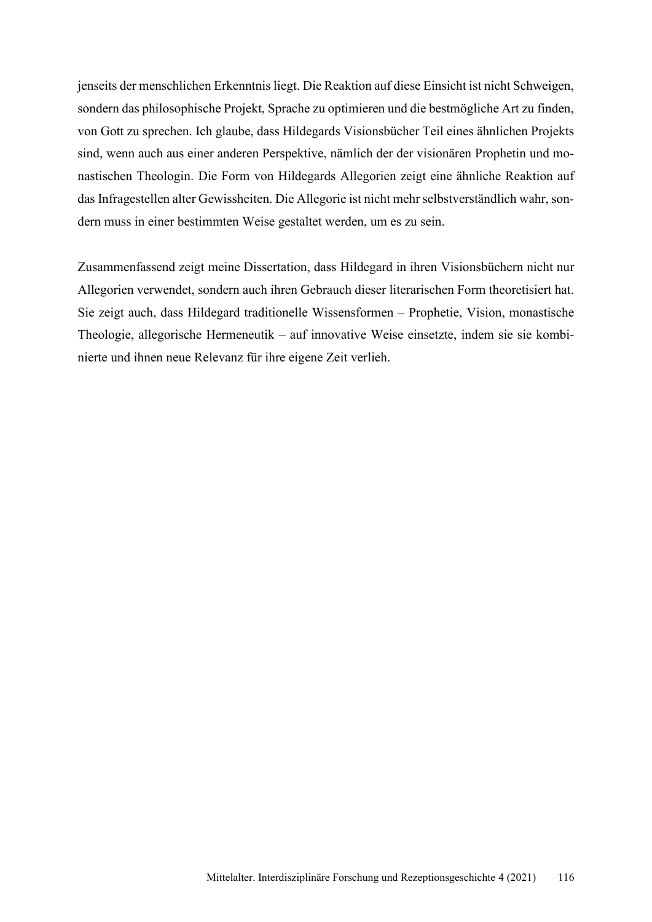jenseits der menschlichen Erkenntnis liegt. Die Reaktion auf diese Einsicht ist nicht Schweigen, sondern das philosophische Projekt, Sprache zu optimieren und die bestmögliche Art zu finden, von Gott zu sprechen. Ich glaube, dass Hildegards Visionsbücher Teil eines ähnlichen Projekts sind, wenn auch aus einer anderen Perspektive, nämlich der der visionären Prophetin und monastischen Theologin. Die Form von Hildegards Allegorien zeigt eine ähnliche Reaktion auf das Infragestellen alter Gewissheiten. Die Allegorie ist nicht mehr selbstverständlich wahr, sondern muss in einer bestimmten Weise gestaltet werden, um es zu sein.

Zusammenfassend zeigt meine Dissertation, dass Hildegard in ihren Visionsbüchern nicht nur Allegorien verwendet, sondern auch ihren Gebrauch dieser literarischen Form theoretisiert hat. Sie zeigt auch, dass Hildegard traditionelle Wissensformen – Prophetie, Vision, monastische Theologie, allegorische Hermeneutik – auf innovative Weise einsetzte, indem sie sie kombinierte und ihnen neue Relevanz für ihre eigene Zeit verlieh.